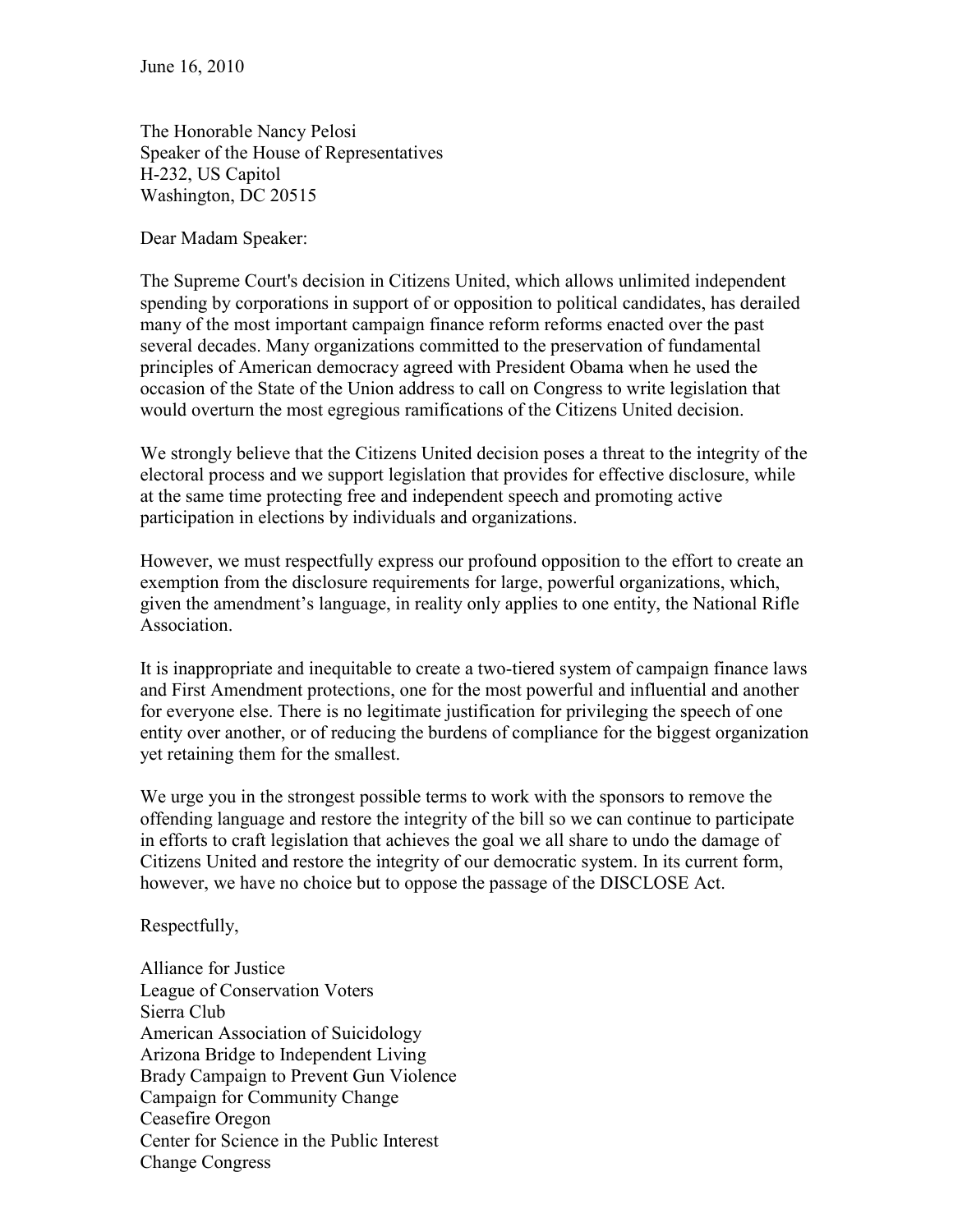June 16, 2010

The Honorable Nancy Pelosi
Speaker of the House of Representatives
H-232, US Capitol
Washington, DC 20515

Dear Madam Speaker:

The Supreme Court's decision in Citizens United, which allows unlimited independent spending by corporations in support of or opposition to political candidates, has derailed many of the most important campaign finance reform reforms enacted over the past several decades. Many organizations committed to the preservation of fundamental principles of American democracy agreed with President Obama when he used the occasion of the State of the Union address to call on Congress to write legislation that would overturn the most egregious ramifications of the Citizens United decision.

We strongly believe that the Citizens United decision poses a threat to the integrity of the electoral process and we support legislation that provides for effective disclosure, while at the same time protecting free and independent speech and promoting active participation in elections by individuals and organizations.

However, we must respectfully express our profound opposition to the effort to create an exemption from the disclosure requirements for large, powerful organizations, which, given the amendment's language, in reality only applies to one entity, the National Rifle Association.

It is inappropriate and inequitable to create a two-tiered system of campaign finance laws and First Amendment protections, one for the most powerful and influential and another for everyone else. There is no legitimate justification for privileging the speech of one entity over another, or of reducing the burdens of compliance for the biggest organization yet retaining them for the smallest.

We urge you in the strongest possible terms to work with the sponsors to remove the offending language and restore the integrity of the bill so we can continue to participate in efforts to craft legislation that achieves the goal we all share to undo the damage of Citizens United and restore the integrity of our democratic system. In its current form, however, we have no choice but to oppose the passage of the DISCLOSE Act.

Respectfully,

Alliance for Justice
League of Conservation Voters
Sierra Club
American Association of Suicidology
Arizona Bridge to Independent Living
Brady Campaign to Prevent Gun Violence
Campaign for Community Change
Ceasefire Oregon
Center for Science in the Public Interest
Change Congress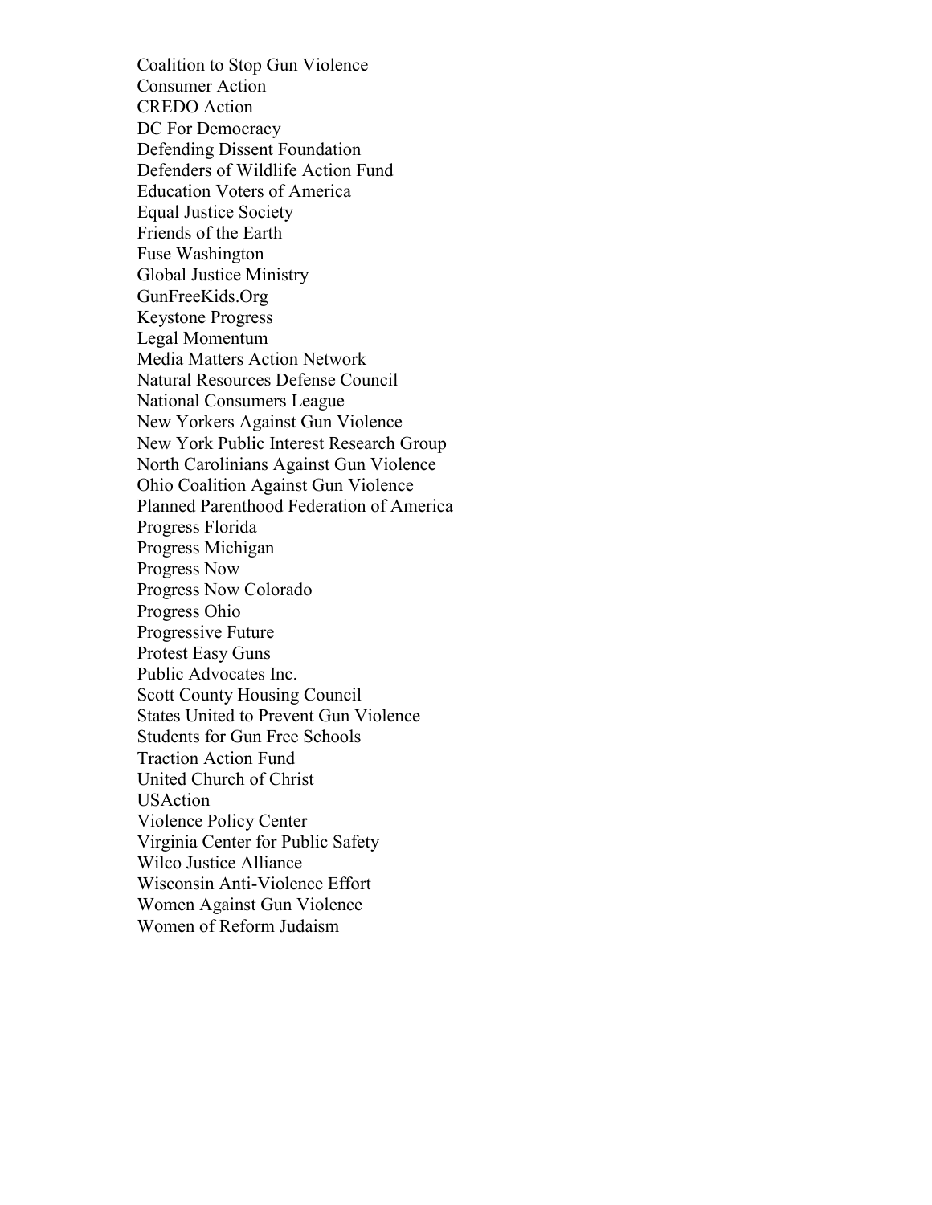Coalition to Stop Gun Violence
Consumer Action
CREDO Action
DC For Democracy
Defending Dissent Foundation
Defenders of Wildlife Action Fund
Education Voters of America
Equal Justice Society
Friends of the Earth
Fuse Washington
Global Justice Ministry
GunFreeKids.Org
Keystone Progress
Legal Momentum
Media Matters Action Network
Natural Resources Defense Council
National Consumers League
New Yorkers Against Gun Violence
New York Public Interest Research Group
North Carolinians Against Gun Violence
Ohio Coalition Against Gun Violence
Planned Parenthood Federation of America
Progress Florida
Progress Michigan
Progress Now
Progress Now Colorado
Progress Ohio
Progressive Future
Protest Easy Guns
Public Advocates Inc.
Scott County Housing Council
States United to Prevent Gun Violence
Students for Gun Free Schools
Traction Action Fund
United Church of Christ
USAction
Violence Policy Center
Virginia Center for Public Safety
Wilco Justice Alliance
Wisconsin Anti-Violence Effort
Women Against Gun Violence
Women of Reform Judaism